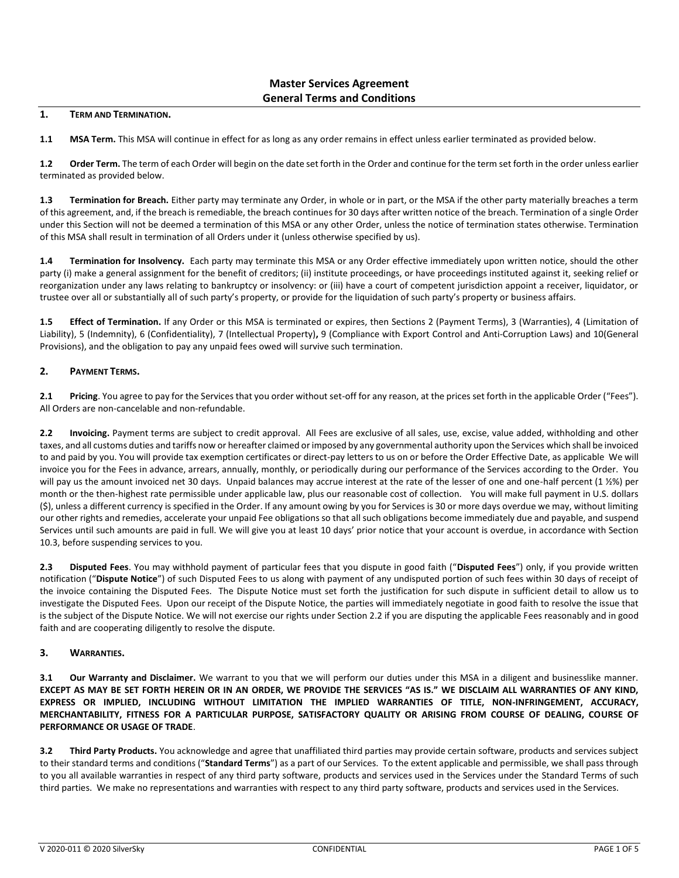# Master Services Agreement
# General Terms and Conditions

## 1. TERM AND TERMINATION.

**1.1 MSA Term.** This MSA will continue in effect for as long as any order remains in effect unless earlier terminated as provided below.

**1.2 Order Term.** The term of each Order will begin on the date set forth in the Order and continue for the term set forth in the order unless earlier terminated as provided below.

**1.3 Termination for Breach.** Either party may terminate any Order, in whole or in part, or the MSA if the other party materially breaches a term of this agreement, and, if the breach is remediable, the breach continues for 30 days after written notice of the breach. Termination of a single Order under this Section will not be deemed a termination of this MSA or any other Order, unless the notice of termination states otherwise. Termination of this MSA shall result in termination of all Orders under it (unless otherwise specified by us).

**1.4 Termination for Insolvency.** Each party may terminate this MSA or any Order effective immediately upon written notice, should the other party (i) make a general assignment for the benefit of creditors; (ii) institute proceedings, or have proceedings instituted against it, seeking relief or reorganization under any laws relating to bankruptcy or insolvency: or (iii) have a court of competent jurisdiction appoint a receiver, liquidator, or trustee over all or substantially all of such party's property, or provide for the liquidation of such party's property or business affairs.

**1.5 Effect of Termination.** If any Order or this MSA is terminated or expires, then Sections 2 (Payment Terms), 3 (Warranties), 4 (Limitation of Liability), 5 (Indemnity), 6 (Confidentiality), 7 (Intellectual Property)**,** 9 (Compliance with Export Control and Anti-Corruption Laws) and 10(General Provisions), and the obligation to pay any unpaid fees owed will survive such termination.

## 2. PAYMENT TERMS.

**2.1 Pricing**. You agree to pay for the Services that you order without set-off for any reason, at the prices set forth in the applicable Order ("Fees"). All Orders are non-cancelable and non-refundable.

**2.2 Invoicing.** Payment terms are subject to credit approval. All Fees are exclusive of all sales, use, excise, value added, withholding and other taxes, and all customs duties and tariffs now or hereafter claimed or imposed by any governmental authority upon the Services which shall be invoiced to and paid by you. You will provide tax exemption certificates or direct-pay letters to us on or before the Order Effective Date, as applicable We will invoice you for the Fees in advance, arrears, annually, monthly, or periodically during our performance of the Services according to the Order. You will pay us the amount invoiced net 30 days. Unpaid balances may accrue interest at the rate of the lesser of one and one-half percent (1 ½%) per month or the then-highest rate permissible under applicable law, plus our reasonable cost of collection. You will make full payment in U.S. dollars ($), unless a different currency is specified in the Order. If any amount owing by you for Services is 30 or more days overdue we may, without limiting our other rights and remedies, accelerate your unpaid Fee obligations so that all such obligations become immediately due and payable, and suspend Services until such amounts are paid in full. We will give you at least 10 days' prior notice that your account is overdue, in accordance with Section 10.3, before suspending services to you.

**2.3 Disputed Fees**. You may withhold payment of particular fees that you dispute in good faith ("**Disputed Fees**") only, if you provide written notification ("**Dispute Notice**") of such Disputed Fees to us along with payment of any undisputed portion of such fees within 30 days of receipt of the invoice containing the Disputed Fees. The Dispute Notice must set forth the justification for such dispute in sufficient detail to allow us to investigate the Disputed Fees. Upon our receipt of the Dispute Notice, the parties will immediately negotiate in good faith to resolve the issue that is the subject of the Dispute Notice. We will not exercise our rights under Section 2.2 if you are disputing the applicable Fees reasonably and in good faith and are cooperating diligently to resolve the dispute.

## 3. WARRANTIES.

**3.1 Our Warranty and Disclaimer.** We warrant to you that we will perform our duties under this MSA in a diligent and businesslike manner. **EXCEPT AS MAY BE SET FORTH HEREIN OR IN AN ORDER, WE PROVIDE THE SERVICES "AS IS." WE DISCLAIM ALL WARRANTIES OF ANY KIND, EXPRESS OR IMPLIED, INCLUDING WITHOUT LIMITATION THE IMPLIED WARRANTIES OF TITLE, NON-INFRINGEMENT, ACCURACY, MERCHANTABILITY, FITNESS FOR A PARTICULAR PURPOSE, SATISFACTORY QUALITY OR ARISING FROM COURSE OF DEALING, COURSE OF PERFORMANCE OR USAGE OF TRADE**.

**3.2 Third Party Products.** You acknowledge and agree that unaffiliated third parties may provide certain software, products and services subject to their standard terms and conditions ("**Standard Terms**") as a part of our Services. To the extent applicable and permissible, we shall pass through to you all available warranties in respect of any third party software, products and services used in the Services under the Standard Terms of such third parties. We make no representations and warranties with respect to any third party software, products and services used in the Services.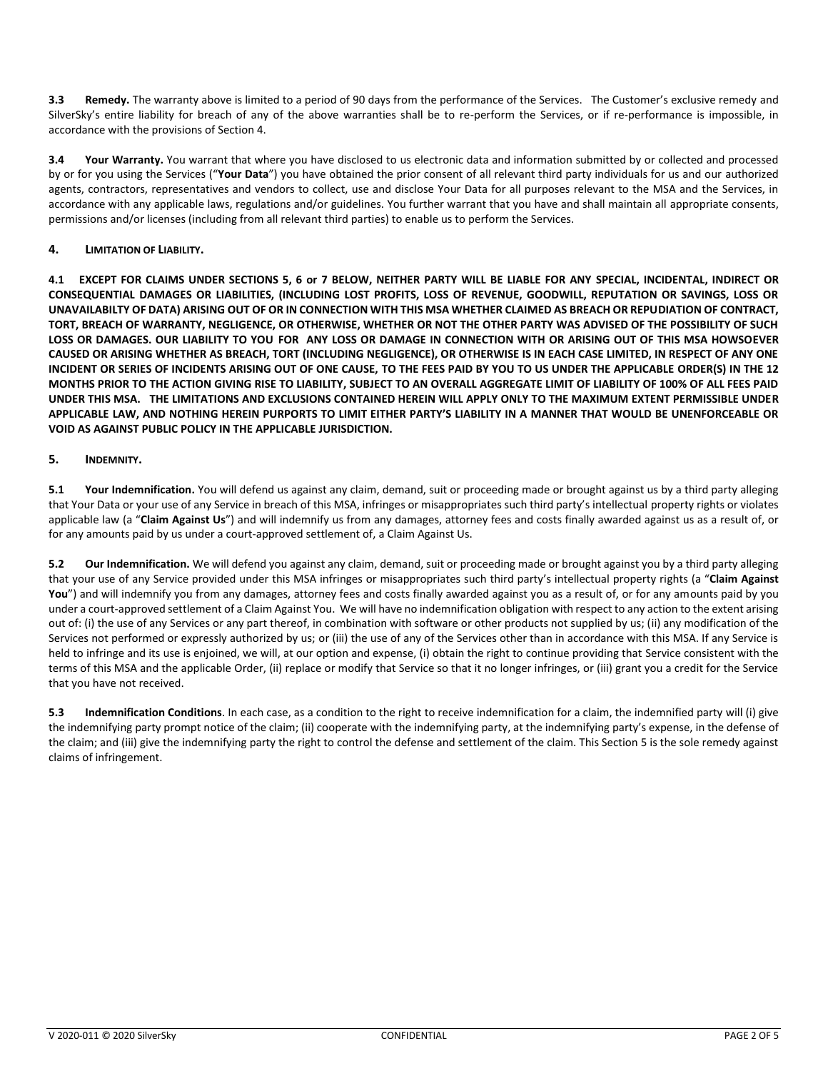**3.3 Remedy.** The warranty above is limited to a period of 90 days from the performance of the Services. The Customer's exclusive remedy and SilverSky's entire liability for breach of any of the above warranties shall be to re-perform the Services, or if re-performance is impossible, in accordance with the provisions of Section 4.

**3.4 Your Warranty.** You warrant that where you have disclosed to us electronic data and information submitted by or collected and processed by or for you using the Services ("**Your Data**") you have obtained the prior consent of all relevant third party individuals for us and our authorized agents, contractors, representatives and vendors to collect, use and disclose Your Data for all purposes relevant to the MSA and the Services, in accordance with any applicable laws, regulations and/or guidelines. You further warrant that you have and shall maintain all appropriate consents, permissions and/or licenses (including from all relevant third parties) to enable us to perform the Services.

## 4. LIMITATION OF LIABILITY.

**4.1 EXCEPT FOR CLAIMS UNDER SECTIONS 5, 6 or 7 BELOW, NEITHER PARTY WILL BE LIABLE FOR ANY SPECIAL, INCIDENTAL, INDIRECT OR CONSEQUENTIAL DAMAGES OR LIABILITIES, (INCLUDING LOST PROFITS, LOSS OF REVENUE, GOODWILL, REPUTATION OR SAVINGS, LOSS OR UNAVAILABILTY OF DATA) ARISING OUT OF OR IN CONNECTION WITH THIS MSA WHETHER CLAIMED AS BREACH OR REPUDIATION OF CONTRACT, TORT, BREACH OF WARRANTY, NEGLIGENCE, OR OTHERWISE, WHETHER OR NOT THE OTHER PARTY WAS ADVISED OF THE POSSIBILITY OF SUCH LOSS OR DAMAGES. OUR LIABILITY TO YOU FOR ANY LOSS OR DAMAGE IN CONNECTION WITH OR ARISING OUT OF THIS MSA HOWSOEVER CAUSED OR ARISING WHETHER AS BREACH, TORT (INCLUDING NEGLIGENCE), OR OTHERWISE IS IN EACH CASE LIMITED, IN RESPECT OF ANY ONE INCIDENT OR SERIES OF INCIDENTS ARISING OUT OF ONE CAUSE, TO THE FEES PAID BY YOU TO US UNDER THE APPLICABLE ORDER(S) IN THE 12 MONTHS PRIOR TO THE ACTION GIVING RISE TO LIABILITY, SUBJECT TO AN OVERALL AGGREGATE LIMIT OF LIABILITY OF 100% OF ALL FEES PAID UNDER THIS MSA. THE LIMITATIONS AND EXCLUSIONS CONTAINED HEREIN WILL APPLY ONLY TO THE MAXIMUM EXTENT PERMISSIBLE UNDER APPLICABLE LAW, AND NOTHING HEREIN PURPORTS TO LIMIT EITHER PARTY'S LIABILITY IN A MANNER THAT WOULD BE UNENFORCEABLE OR VOID AS AGAINST PUBLIC POLICY IN THE APPLICABLE JURISDICTION.**

## 5. INDEMNITY.

**5.1 Your Indemnification.** You will defend us against any claim, demand, suit or proceeding made or brought against us by a third party alleging that Your Data or your use of any Service in breach of this MSA, infringes or misappropriates such third party's intellectual property rights or violates applicable law (a "**Claim Against Us**") and will indemnify us from any damages, attorney fees and costs finally awarded against us as a result of, or for any amounts paid by us under a court-approved settlement of, a Claim Against Us.

**5.2 Our Indemnification.** We will defend you against any claim, demand, suit or proceeding made or brought against you by a third party alleging that your use of any Service provided under this MSA infringes or misappropriates such third party's intellectual property rights (a "**Claim Against You**") and will indemnify you from any damages, attorney fees and costs finally awarded against you as a result of, or for any amounts paid by you under a court-approved settlement of a Claim Against You. We will have no indemnification obligation with respect to any action to the extent arising out of: (i) the use of any Services or any part thereof, in combination with software or other products not supplied by us; (ii) any modification of the Services not performed or expressly authorized by us; or (iii) the use of any of the Services other than in accordance with this MSA. If any Service is held to infringe and its use is enjoined, we will, at our option and expense, (i) obtain the right to continue providing that Service consistent with the terms of this MSA and the applicable Order, (ii) replace or modify that Service so that it no longer infringes, or (iii) grant you a credit for the Service that you have not received.

**5.3 Indemnification Conditions**. In each case, as a condition to the right to receive indemnification for a claim, the indemnified party will (i) give the indemnifying party prompt notice of the claim; (ii) cooperate with the indemnifying party, at the indemnifying party's expense, in the defense of the claim; and (iii) give the indemnifying party the right to control the defense and settlement of the claim. This Section 5 is the sole remedy against claims of infringement.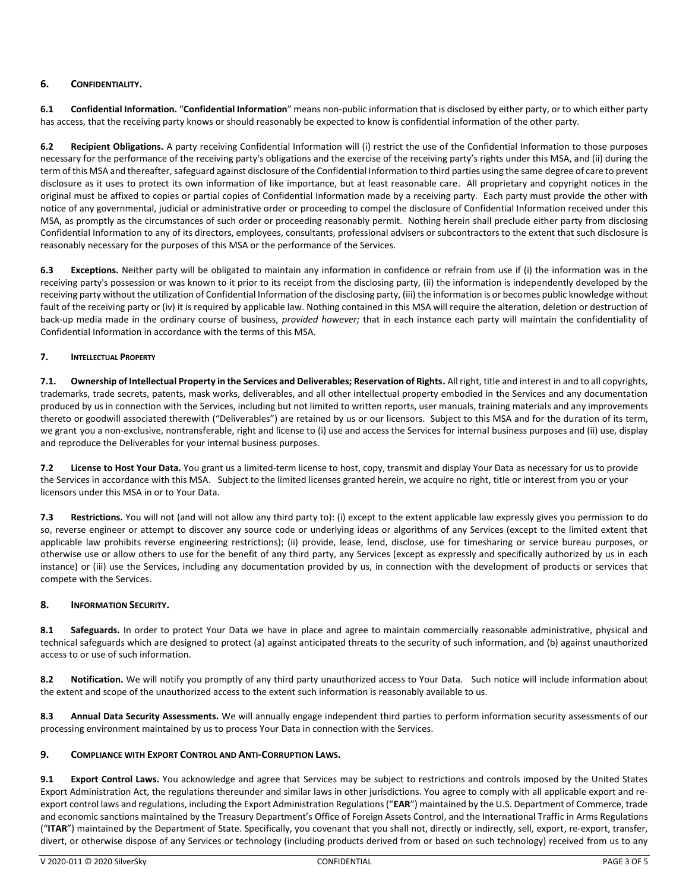## 6. CONFIDENTIALITY.

**6.1 Confidential Information.** "**Confidential Information**" means non-public information that is disclosed by either party, or to which either party has access, that the receiving party knows or should reasonably be expected to know is confidential information of the other party.

**6.2 Recipient Obligations.** A party receiving Confidential Information will (i) restrict the use of the Confidential Information to those purposes necessary for the performance of the receiving party's obligations and the exercise of the receiving party's rights under this MSA, and (ii) during the term of this MSA and thereafter, safeguard against disclosure of the Confidential Information to third parties using the same degree of care to prevent disclosure as it uses to protect its own information of like importance, but at least reasonable care. All proprietary and copyright notices in the original must be affixed to copies or partial copies of Confidential Information made by a receiving party. Each party must provide the other with notice of any governmental, judicial or administrative order or proceeding to compel the disclosure of Confidential Information received under this MSA, as promptly as the circumstances of such order or proceeding reasonably permit. Nothing herein shall preclude either party from disclosing Confidential Information to any of its directors, employees, consultants, professional advisers or subcontractors to the extent that such disclosure is reasonably necessary for the purposes of this MSA or the performance of the Services.

**6.3 Exceptions.** Neither party will be obligated to maintain any information in confidence or refrain from use if (i) the information was in the receiving party's possession or was known to it prior to its receipt from the disclosing party, (ii) the information is independently developed by the receiving party without the utilization of Confidential Information of the disclosing party, (iii) the information is or becomes public knowledge without fault of the receiving party or (iv) it is required by applicable law. Nothing contained in this MSA will require the alteration, deletion or destruction of back-up media made in the ordinary course of business, *provided however;* that in each instance each party will maintain the confidentiality of Confidential Information in accordance with the terms of this MSA.

## 7. INTELLECTUAL PROPERTY

**7.1. Ownership of Intellectual Property in the Services and Deliverables; Reservation of Rights.** All right, title and interest in and to all copyrights, trademarks, trade secrets, patents, mask works, deliverables, and all other intellectual property embodied in the Services and any documentation produced by us in connection with the Services, including but not limited to written reports, user manuals, training materials and any improvements thereto or goodwill associated therewith ("Deliverables") are retained by us or our licensors. Subject to this MSA and for the duration of its term, we grant you a non-exclusive, nontransferable, right and license to (i) use and access the Services for internal business purposes and (ii) use, display and reproduce the Deliverables for your internal business purposes.

**7.2 License to Host Your Data.** You grant us a limited-term license to host, copy, transmit and display Your Data as necessary for us to provide the Services in accordance with this MSA. Subject to the limited licenses granted herein, we acquire no right, title or interest from you or your licensors under this MSA in or to Your Data.

**7.3 Restrictions.** You will not (and will not allow any third party to): (i) except to the extent applicable law expressly gives you permission to do so, reverse engineer or attempt to discover any source code or underlying ideas or algorithms of any Services (except to the limited extent that applicable law prohibits reverse engineering restrictions); (ii) provide, lease, lend, disclose, use for timesharing or service bureau purposes, or otherwise use or allow others to use for the benefit of any third party, any Services (except as expressly and specifically authorized by us in each instance) or (iii) use the Services, including any documentation provided by us, in connection with the development of products or services that compete with the Services.

## 8. INFORMATION SECURITY.

**8.1 Safeguards.** In order to protect Your Data we have in place and agree to maintain commercially reasonable administrative, physical and technical safeguards which are designed to protect (a) against anticipated threats to the security of such information, and (b) against unauthorized access to or use of such information.

**8.2 Notification.** We will notify you promptly of any third party unauthorized access to Your Data. Such notice will include information about the extent and scope of the unauthorized access to the extent such information is reasonably available to us.

**8.3 Annual Data Security Assessments.** We will annually engage independent third parties to perform information security assessments of our processing environment maintained by us to process Your Data in connection with the Services.

## 9. COMPLIANCE WITH EXPORT CONTROL AND ANTI-CORRUPTION LAWS.

**9.1 Export Control Laws.** You acknowledge and agree that Services may be subject to restrictions and controls imposed by the United States Export Administration Act, the regulations thereunder and similar laws in other jurisdictions. You agree to comply with all applicable export and re-export control laws and regulations, including the Export Administration Regulations ("**EAR**") maintained by the U.S. Department of Commerce, trade and economic sanctions maintained by the Treasury Department's Office of Foreign Assets Control, and the International Traffic in Arms Regulations ("**ITAR**") maintained by the Department of State. Specifically, you covenant that you shall not, directly or indirectly, sell, export, re-export, transfer, divert, or otherwise dispose of any Services or technology (including products derived from or based on such technology) received from us to any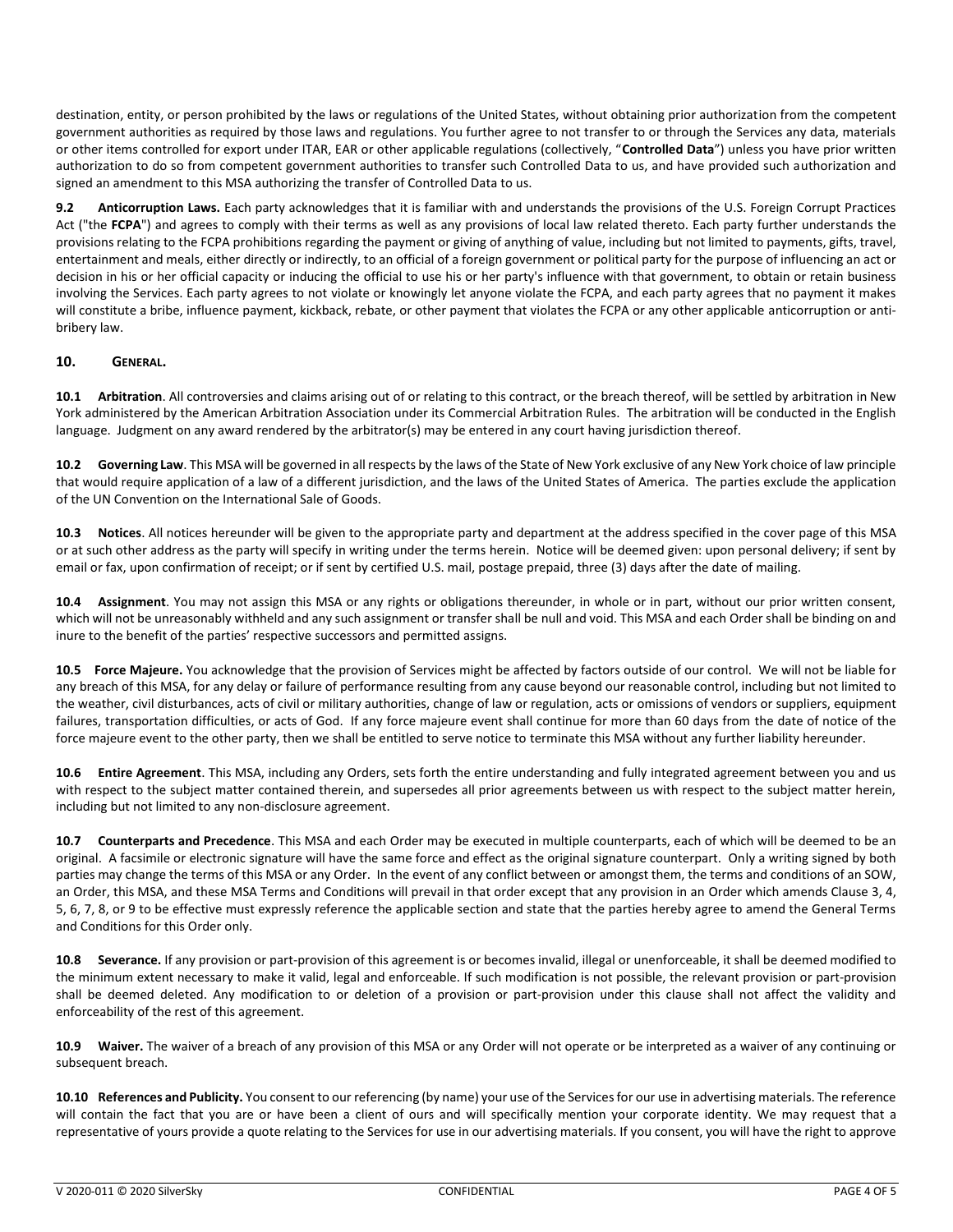destination, entity, or person prohibited by the laws or regulations of the United States, without obtaining prior authorization from the competent government authorities as required by those laws and regulations. You further agree to not transfer to or through the Services any data, materials or other items controlled for export under ITAR, EAR or other applicable regulations (collectively, "**Controlled Data**") unless you have prior written authorization to do so from competent government authorities to transfer such Controlled Data to us, and have provided such authorization and signed an amendment to this MSA authorizing the transfer of Controlled Data to us.

**9.2 Anticorruption Laws.** Each party acknowledges that it is familiar with and understands the provisions of the U.S. Foreign Corrupt Practices Act ("the **FCPA**") and agrees to comply with their terms as well as any provisions of local law related thereto. Each party further understands the provisions relating to the FCPA prohibitions regarding the payment or giving of anything of value, including but not limited to payments, gifts, travel, entertainment and meals, either directly or indirectly, to an official of a foreign government or political party for the purpose of influencing an act or decision in his or her official capacity or inducing the official to use his or her party's influence with that government, to obtain or retain business involving the Services. Each party agrees to not violate or knowingly let anyone violate the FCPA, and each party agrees that no payment it makes will constitute a bribe, influence payment, kickback, rebate, or other payment that violates the FCPA or any other applicable anticorruption or anti-bribery law.

## 10. GENERAL.

**10.1 Arbitration**. All controversies and claims arising out of or relating to this contract, or the breach thereof, will be settled by arbitration in New York administered by the American Arbitration Association under its Commercial Arbitration Rules. The arbitration will be conducted in the English language. Judgment on any award rendered by the arbitrator(s) may be entered in any court having jurisdiction thereof.

**10.2 Governing Law**. This MSA will be governed in all respects by the laws of the State of New York exclusive of any New York choice of law principle that would require application of a law of a different jurisdiction, and the laws of the United States of America. The parties exclude the application of the UN Convention on the International Sale of Goods.

**10.3 Notices**. All notices hereunder will be given to the appropriate party and department at the address specified in the cover page of this MSA or at such other address as the party will specify in writing under the terms herein. Notice will be deemed given: upon personal delivery; if sent by email or fax, upon confirmation of receipt; or if sent by certified U.S. mail, postage prepaid, three (3) days after the date of mailing.

**10.4 Assignment**. You may not assign this MSA or any rights or obligations thereunder, in whole or in part, without our prior written consent, which will not be unreasonably withheld and any such assignment or transfer shall be null and void. This MSA and each Order shall be binding on and inure to the benefit of the parties' respective successors and permitted assigns.

**10.5 Force Majeure.** You acknowledge that the provision of Services might be affected by factors outside of our control. We will not be liable for any breach of this MSA, for any delay or failure of performance resulting from any cause beyond our reasonable control, including but not limited to the weather, civil disturbances, acts of civil or military authorities, change of law or regulation, acts or omissions of vendors or suppliers, equipment failures, transportation difficulties, or acts of God. If any force majeure event shall continue for more than 60 days from the date of notice of the force majeure event to the other party, then we shall be entitled to serve notice to terminate this MSA without any further liability hereunder.

**10.6 Entire Agreement**. This MSA, including any Orders, sets forth the entire understanding and fully integrated agreement between you and us with respect to the subject matter contained therein, and supersedes all prior agreements between us with respect to the subject matter herein, including but not limited to any non-disclosure agreement.

**10.7 Counterparts and Precedence**. This MSA and each Order may be executed in multiple counterparts, each of which will be deemed to be an original. A facsimile or electronic signature will have the same force and effect as the original signature counterpart. Only a writing signed by both parties may change the terms of this MSA or any Order. In the event of any conflict between or amongst them, the terms and conditions of an SOW, an Order, this MSA, and these MSA Terms and Conditions will prevail in that order except that any provision in an Order which amends Clause 3, 4, 5, 6, 7, 8, or 9 to be effective must expressly reference the applicable section and state that the parties hereby agree to amend the General Terms and Conditions for this Order only.

**10.8 Severance.** If any provision or part-provision of this agreement is or becomes invalid, illegal or unenforceable, it shall be deemed modified to the minimum extent necessary to make it valid, legal and enforceable. If such modification is not possible, the relevant provision or part-provision shall be deemed deleted. Any modification to or deletion of a provision or part-provision under this clause shall not affect the validity and enforceability of the rest of this agreement.

**10.9 Waiver.** The waiver of a breach of any provision of this MSA or any Order will not operate or be interpreted as a waiver of any continuing or subsequent breach.

**10.10 References and Publicity.** You consent to our referencing (by name) your use of the Services for our use in advertising materials. The reference will contain the fact that you are or have been a client of ours and will specifically mention your corporate identity. We may request that a representative of yours provide a quote relating to the Services for use in our advertising materials. If you consent, you will have the right to approve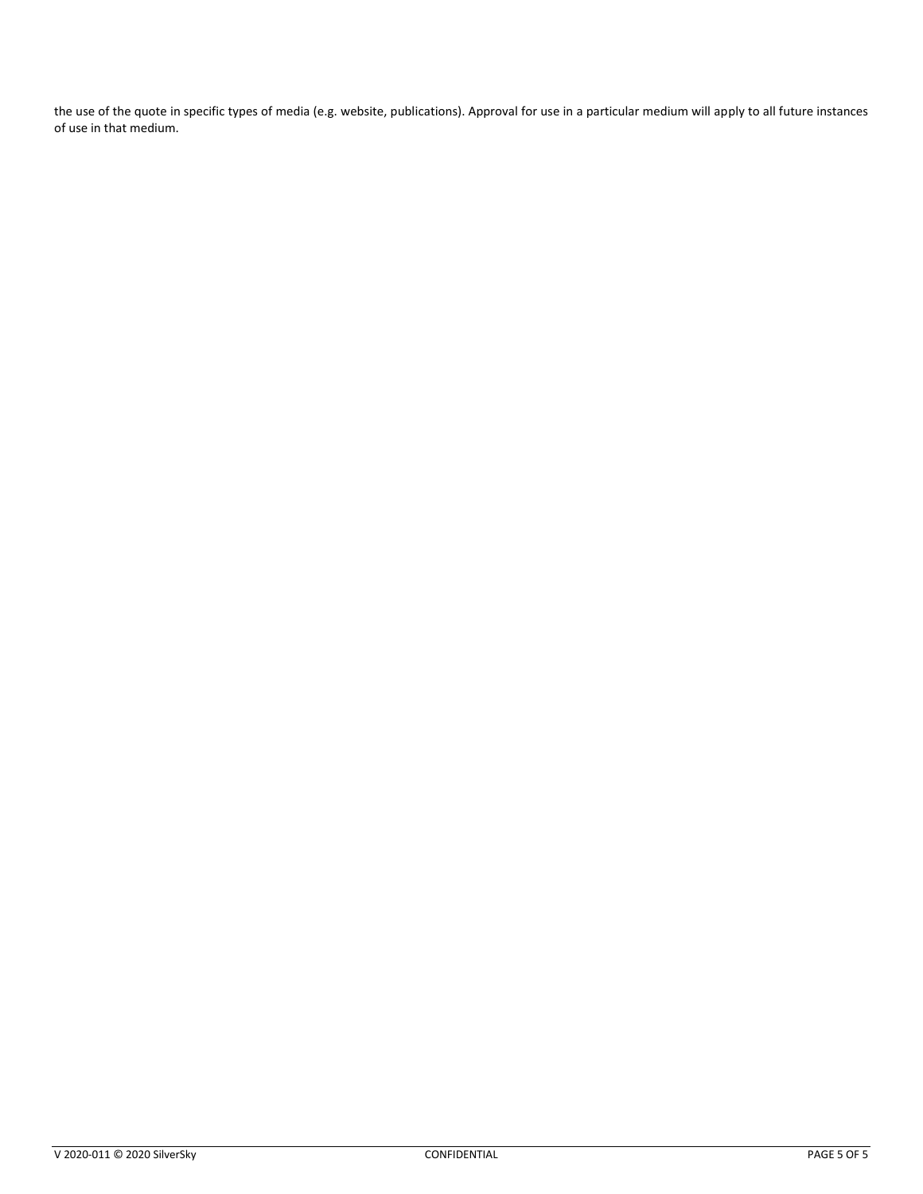the use of the quote in specific types of media (e.g. website, publications). Approval for use in a particular medium will apply to all future instances of use in that medium.